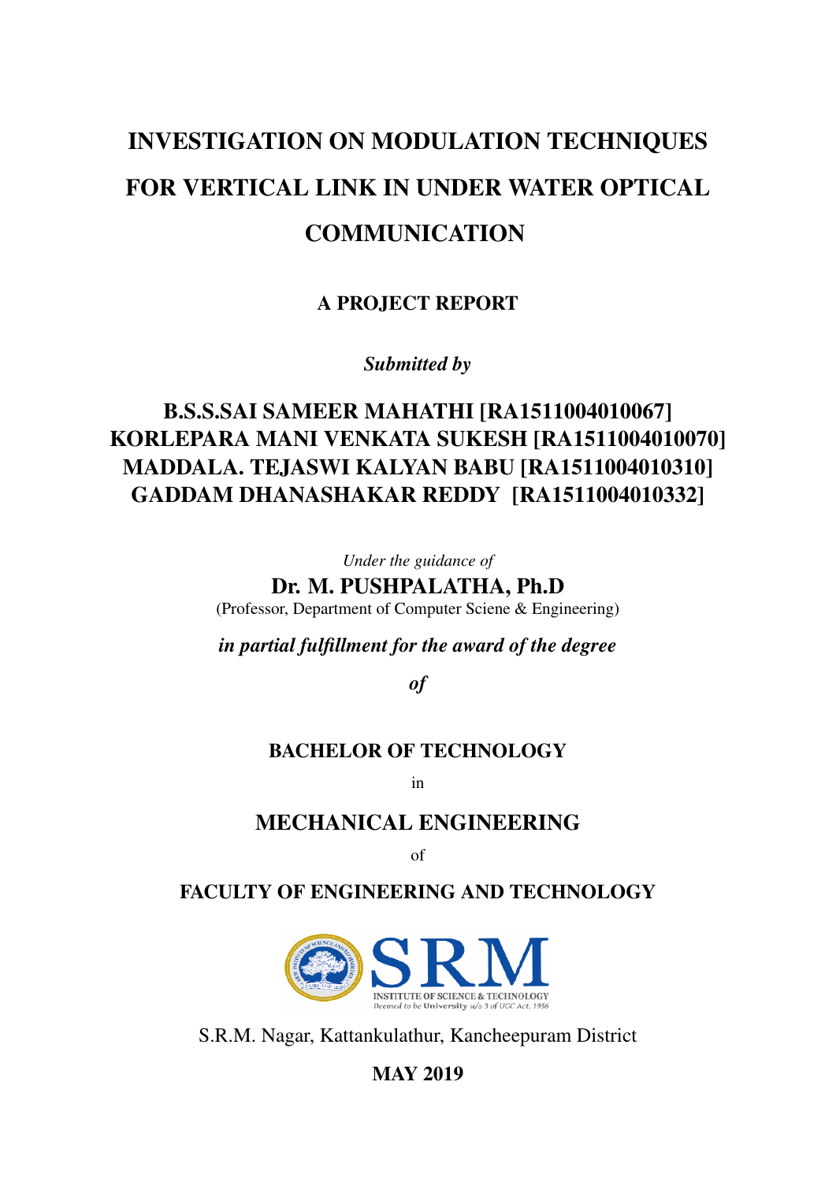# INVESTIGATION ON MODULATION TECHNIQUES FOR VERTICAL LINK IN UNDER WATER OPTICAL COMMUNICATION

**A PROJECT REPORT**

***Submitted by***

**B.S.S.SAI SAMEER MAHATHI [RA1511004010067]**
**KORLEPARA MANI VENKATA SUKESH [RA1511004010070]**
**MADDALA. TEJASWI KALYAN BABU [RA1511004010310]**
**GADDAM DHANASHAKAR REDDY [RA1511004010332]**

*Under the guidance of*

**Dr. M. PUSHPALATHA, Ph.D**

(Professor, Department of Computer Sciene & Engineering)

***in partial fulfillment for the award of the degree***

***of***

**BACHELOR OF TECHNOLOGY**

in

**MECHANICAL ENGINEERING**

of

**FACULTY OF ENGINEERING AND TECHNOLOGY**

SRM INSTITUTE OF SCIENCE & TECHNOLOGY
Deemed to be University u/s 3 of UGC Act, 1956

S.R.M. Nagar, Kattankulathur, Kancheepuram District

**MAY 2019**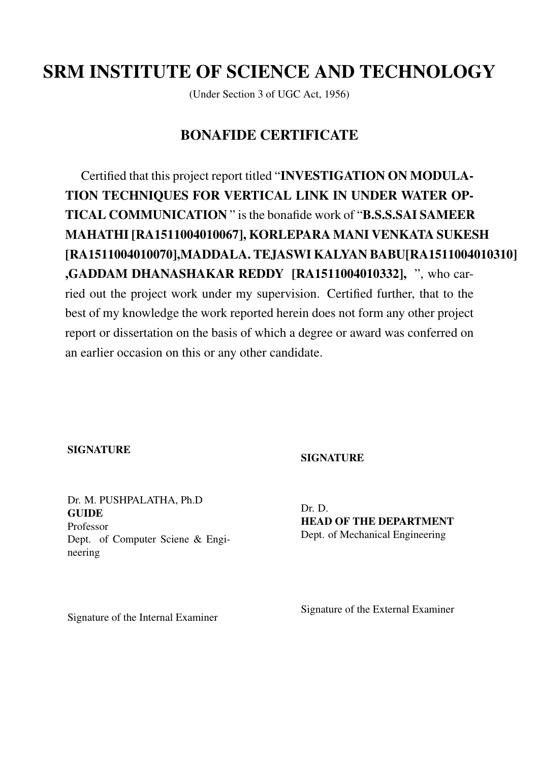# SRM INSTITUTE OF SCIENCE AND TECHNOLOGY

(Under Section 3 of UGC Act, 1956)

## BONAFIDE CERTIFICATE

Certified that this project report titled "**INVESTIGATION ON MODULATION TECHNIQUES FOR VERTICAL LINK IN UNDER WATER OPTICAL COMMUNICATION** " is the bonafide work of "**B.S.S.SAI SAMEER MAHATHI [RA1511004010067], KORLEPARA MANI VENKATA SUKESH [RA1511004010070],MADDALA. TEJASWI KALYAN BABU[RA1511004010310] ,GADDAM DHANASHAKAR REDDY [RA1511004010332],** ", who carried out the project work under my supervision. Certified further, that to the best of my knowledge the work reported herein does not form any other project report or dissertation on the basis of which a degree or award was conferred on an earlier occasion on this or any other candidate.

**SIGNATURE**

Dr. M. PUSHPALATHA, Ph.D
**GUIDE**
Professor
Dept. of Computer Sciene & Engineering

**SIGNATURE**

Dr. D.
**HEAD OF THE DEPARTMENT**
Dept. of Mechanical Engineering

Signature of the Internal Examiner

Signature of the External Examiner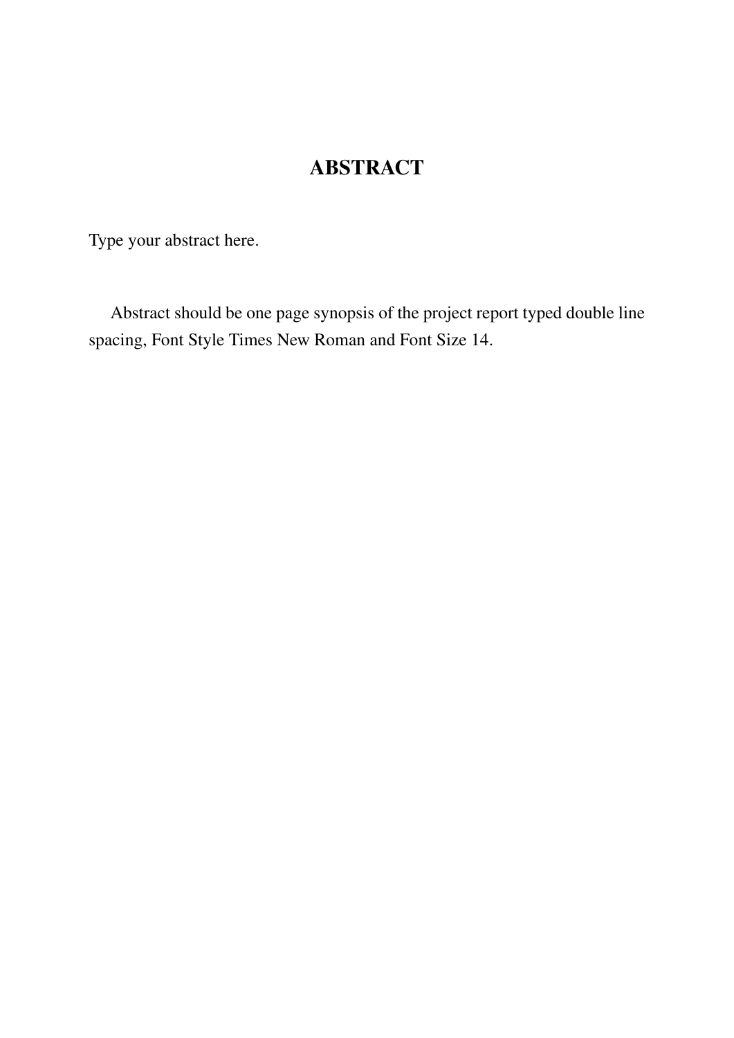# ABSTRACT

Type your abstract here.

Abstract should be one page synopsis of the project report typed double line spacing, Font Style Times New Roman and Font Size 14.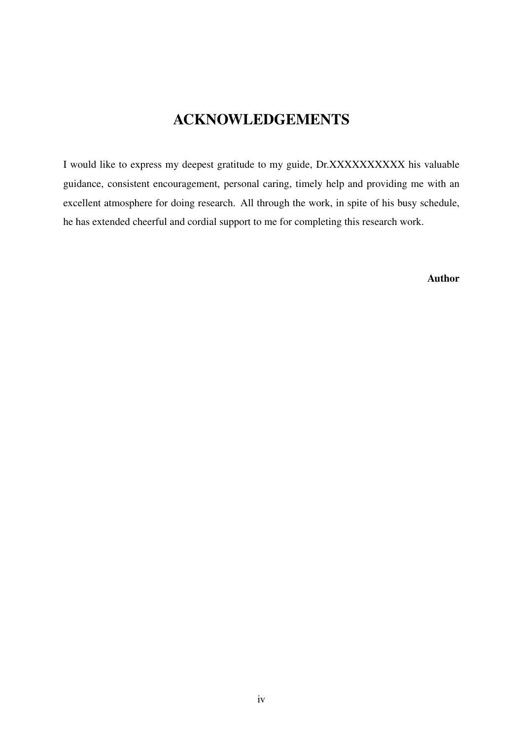# ACKNOWLEDGEMENTS

I would like to express my deepest gratitude to my guide, Dr.XXXXXXXXXX his valuable guidance, consistent encouragement, personal caring, timely help and providing me with an excellent atmosphere for doing research. All through the work, in spite of his busy schedule, he has extended cheerful and cordial support to me for completing this research work.

**Author**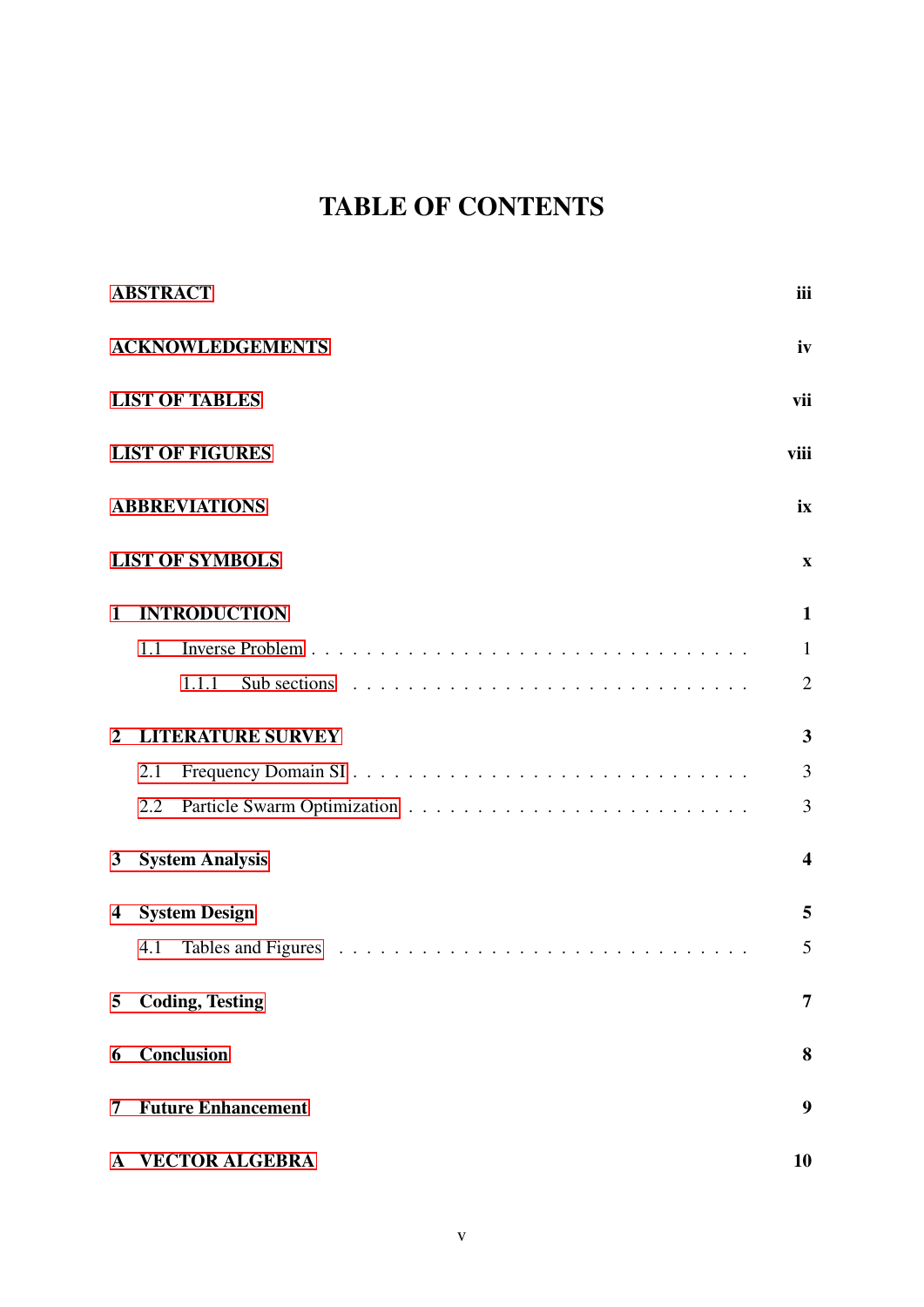# TABLE OF CONTENTS

| | |
|---|---|
| **ABSTRACT** | **iii** |
| **ACKNOWLEDGEMENTS** | **iv** |
| **LIST OF TABLES** | **vii** |
| **LIST OF FIGURES** | **viii** |
| **ABBREVIATIONS** | **ix** |
| **LIST OF SYMBOLS** | **x** |
| **1 INTRODUCTION** | **1** |
| 1.1 Inverse Problem | 1 |
| 1.1.1 Sub sections | 2 |
| **2 LITERATURE SURVEY** | **3** |
| 2.1 Frequency Domain SI | 3 |
| 2.2 Particle Swarm Optimization | 3 |
| **3 System Analysis** | **4** |
| **4 System Design** | **5** |
| 4.1 Tables and Figures | 5 |
| **5 Coding, Testing** | **7** |
| **6 Conclusion** | **8** |
| **7 Future Enhancement** | **9** |
| **A VECTOR ALGEBRA** | **10** |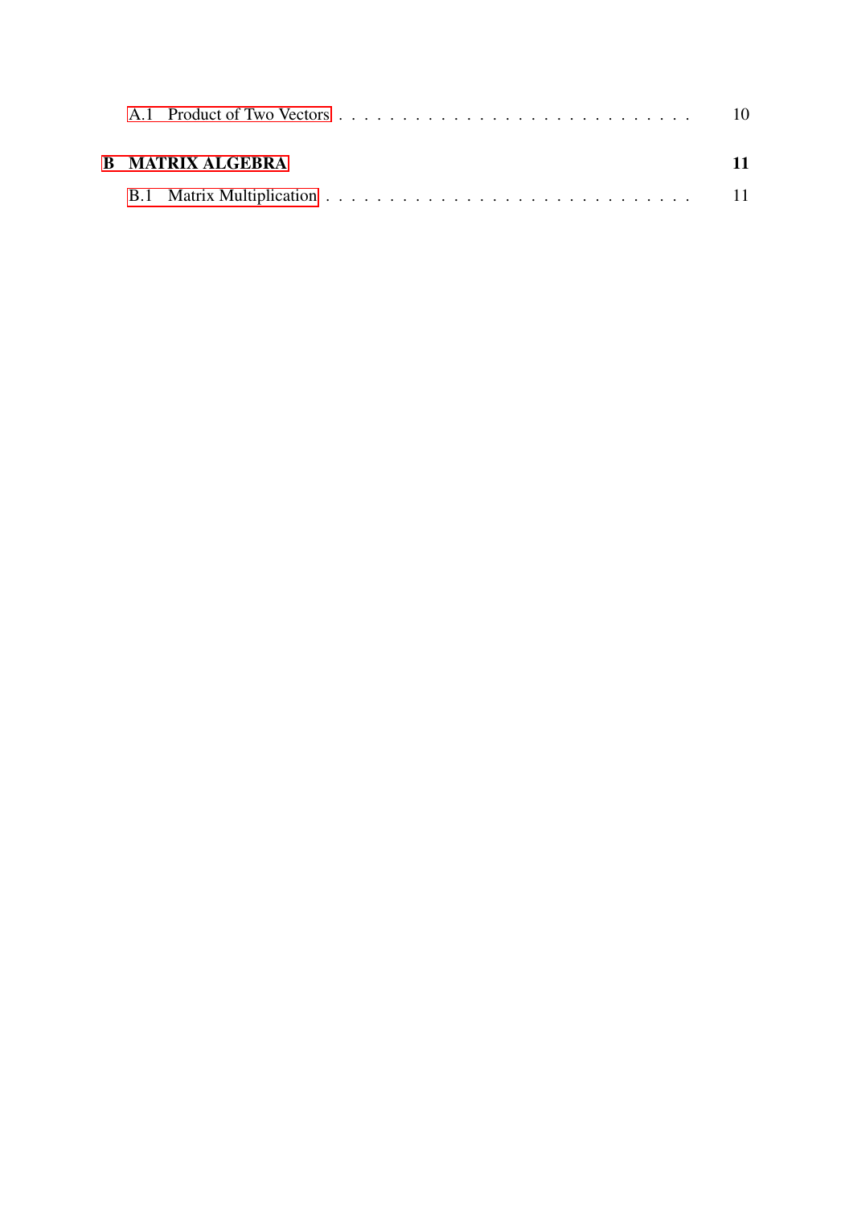A.1 Product of Two Vectors . . . . . . . . . . . . . . . . . . . . . . . . . . . . 10

**B MATRIX ALGEBRA** **11**

B.1 Matrix Multiplication . . . . . . . . . . . . . . . . . . . . . . . . . . . . 11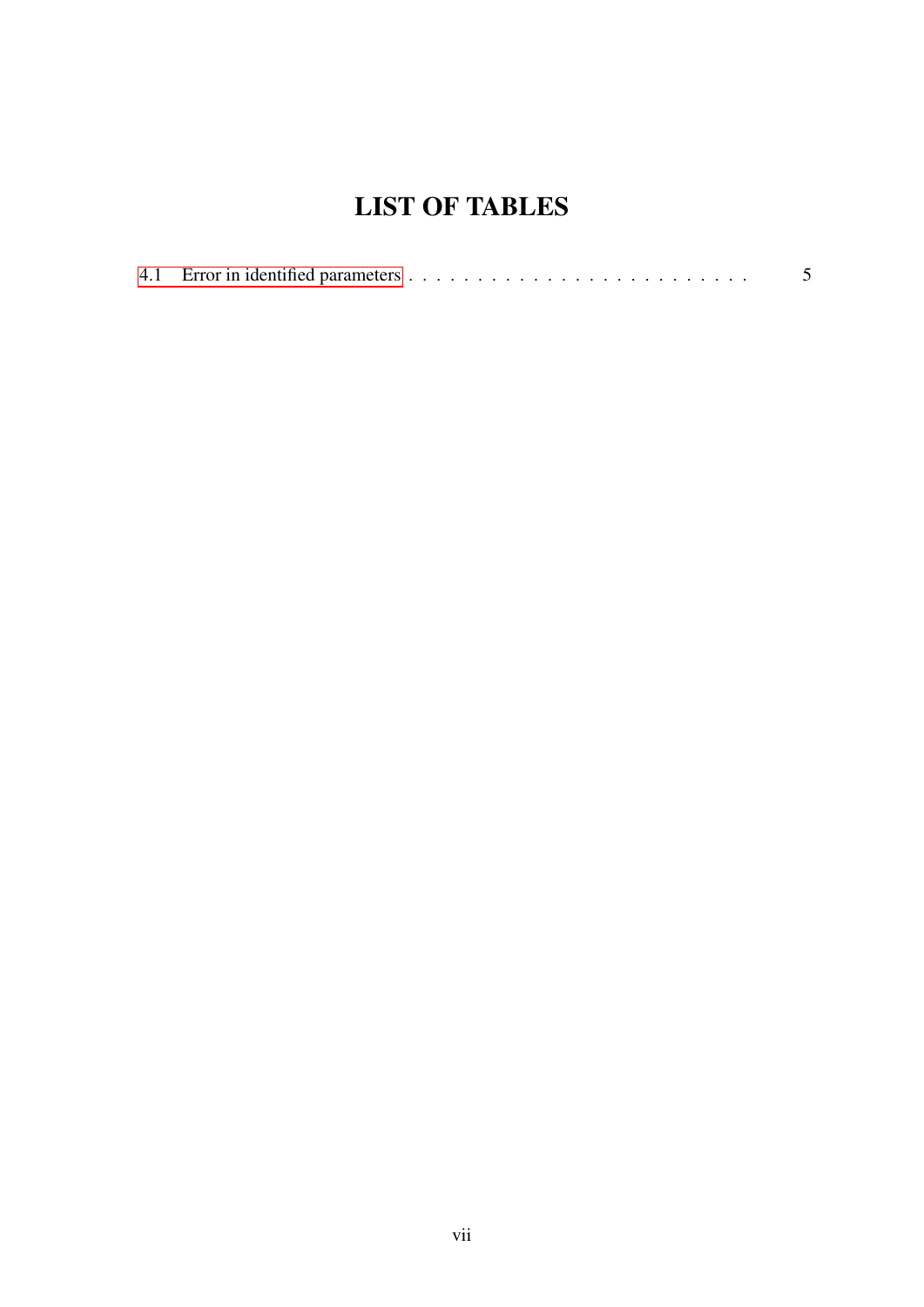# LIST OF TABLES

4.1 Error in identified parameters . . . . . . . . . . . . . . . . . . . . . . . . . . 5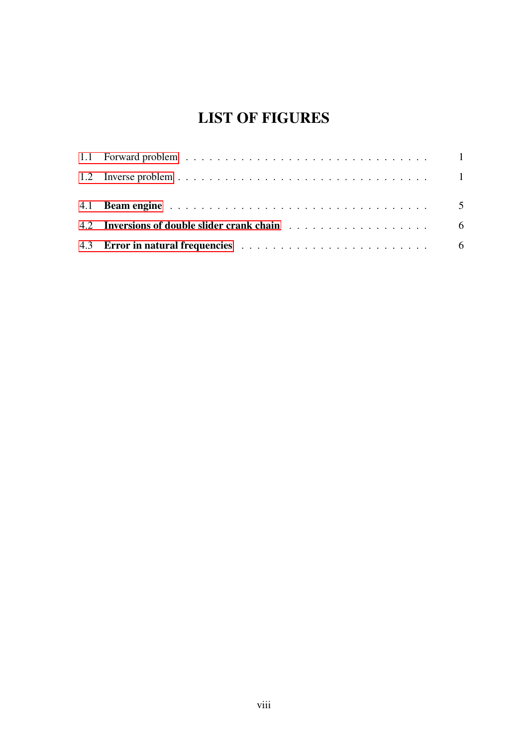# LIST OF FIGURES

1.1 Forward problem . . . . . . . . . . . . . . . . . . . . . . . . . . . . . . . 1

1.2 Inverse problem . . . . . . . . . . . . . . . . . . . . . . . . . . . . . . . . 1

4.1 **Beam engine** . . . . . . . . . . . . . . . . . . . . . . . . . . . . . . . 5

4.2 **Inversions of double slider crank chain** . . . . . . . . . . . . . . . . . . 6

4.3 **Error in natural frequencies** . . . . . . . . . . . . . . . . . . . . . . . 6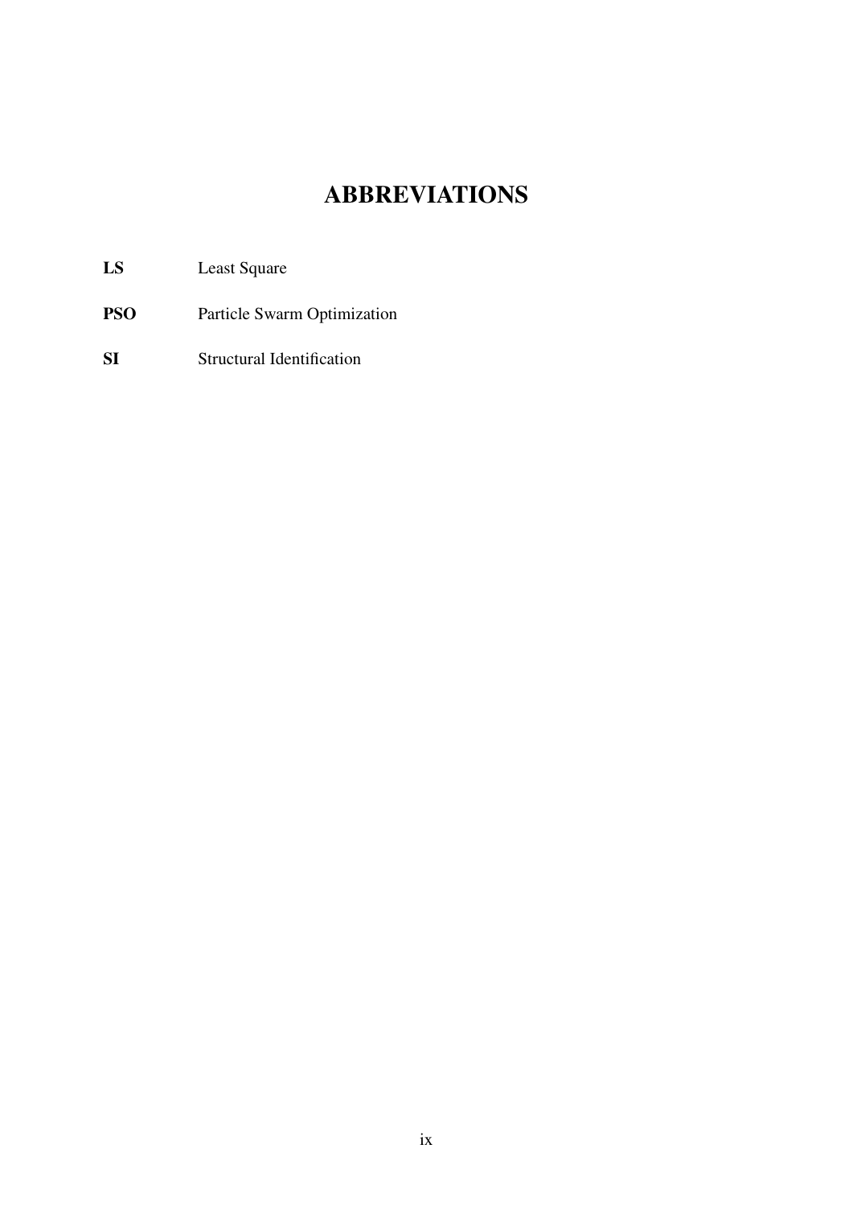# ABBREVIATIONS

**LS** Least Square

**PSO** Particle Swarm Optimization

**SI** Structural Identification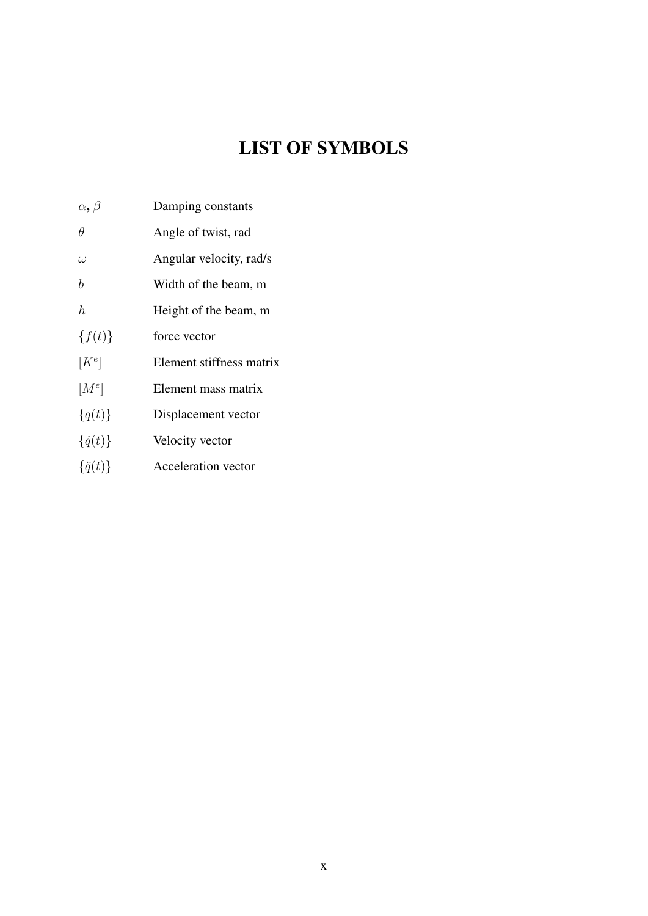# LIST OF SYMBOLS

| | |
|---|---|
| $\alpha$, $\beta$ | Damping constants |
| $\theta$ | Angle of twist, rad |
| $\omega$ | Angular velocity, rad/s |
| $b$ | Width of the beam, m |
| $h$ | Height of the beam, m |
| $\{f(t)\}$ | force vector |
| $[K^e]$ | Element stiffness matrix |
| $[M^e]$ | Element mass matrix |
| $\{q(t)\}$ | Displacement vector |
| $\{\dot{q}(t)\}$ | Velocity vector |
| $\{\ddot{q}(t)\}$ | Acceleration vector |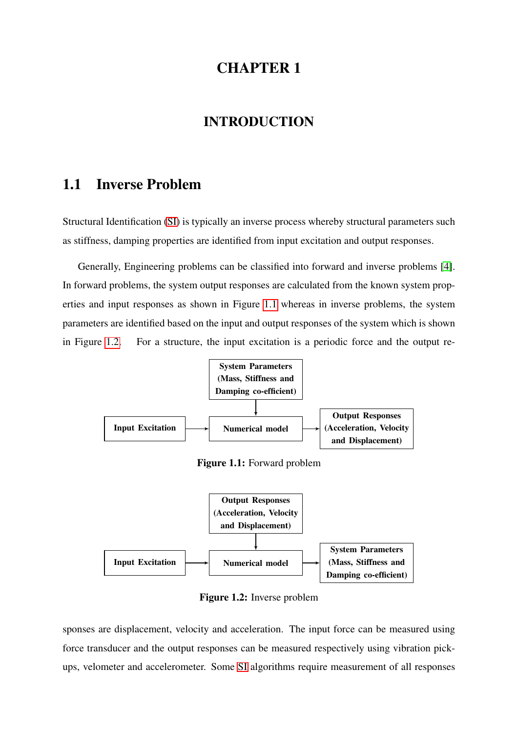# CHAPTER 1

# INTRODUCTION

## 1.1 Inverse Problem

Structural Identification (SI) is typically an inverse process whereby structural parameters such as stiffness, damping properties are identified from input excitation and output responses.

Generally, Engineering problems can be classified into forward and inverse problems [4]. In forward problems, the system output responses are calculated from the known system properties and input responses as shown in Figure 1.1 whereas in inverse problems, the system parameters are identified based on the input and output responses of the system which is shown in Figure 1.2. For a structure, the input excitation is a periodic force and the output responses are displacement, velocity and acceleration. The input force can be measured using force transducer and the output responses can be measured respectively using vibration pickups, velometer and accelerometer. Some SI algorithms require measurement of all responses

System Parameters (Mass, Stiffness and Damping co-efficient) → Numerical model

Input Excitation → Numerical model → Output Responses (Acceleration, Velocity and Displacement)

**Figure 1.1:** Forward problem

Output Responses (Acceleration, Velocity and Displacement) → Numerical model

Input Excitation → Numerical model → System Parameters (Mass, Stiffness and Damping co-efficient)

**Figure 1.2:** Inverse problem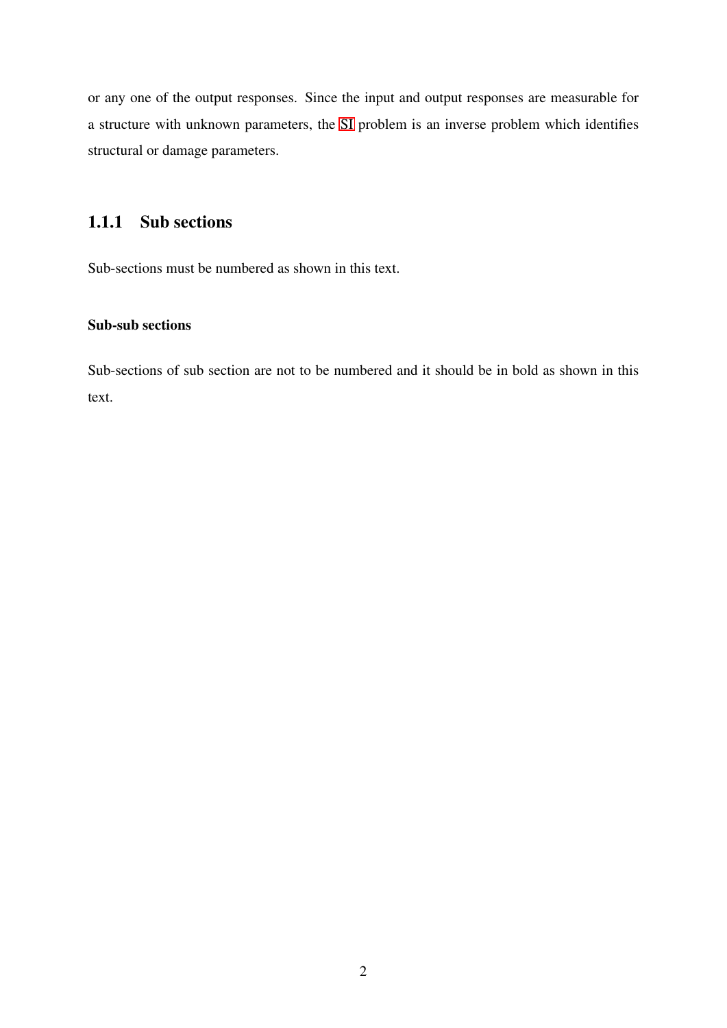or any one of the output responses. Since the input and output responses are measurable for a structure with unknown parameters, the SI problem is an inverse problem which identifies structural or damage parameters.

### 1.1.1 Sub sections

Sub-sections must be numbered as shown in this text.

**Sub-sub sections**

Sub-sections of sub section are not to be numbered and it should be in bold as shown in this text.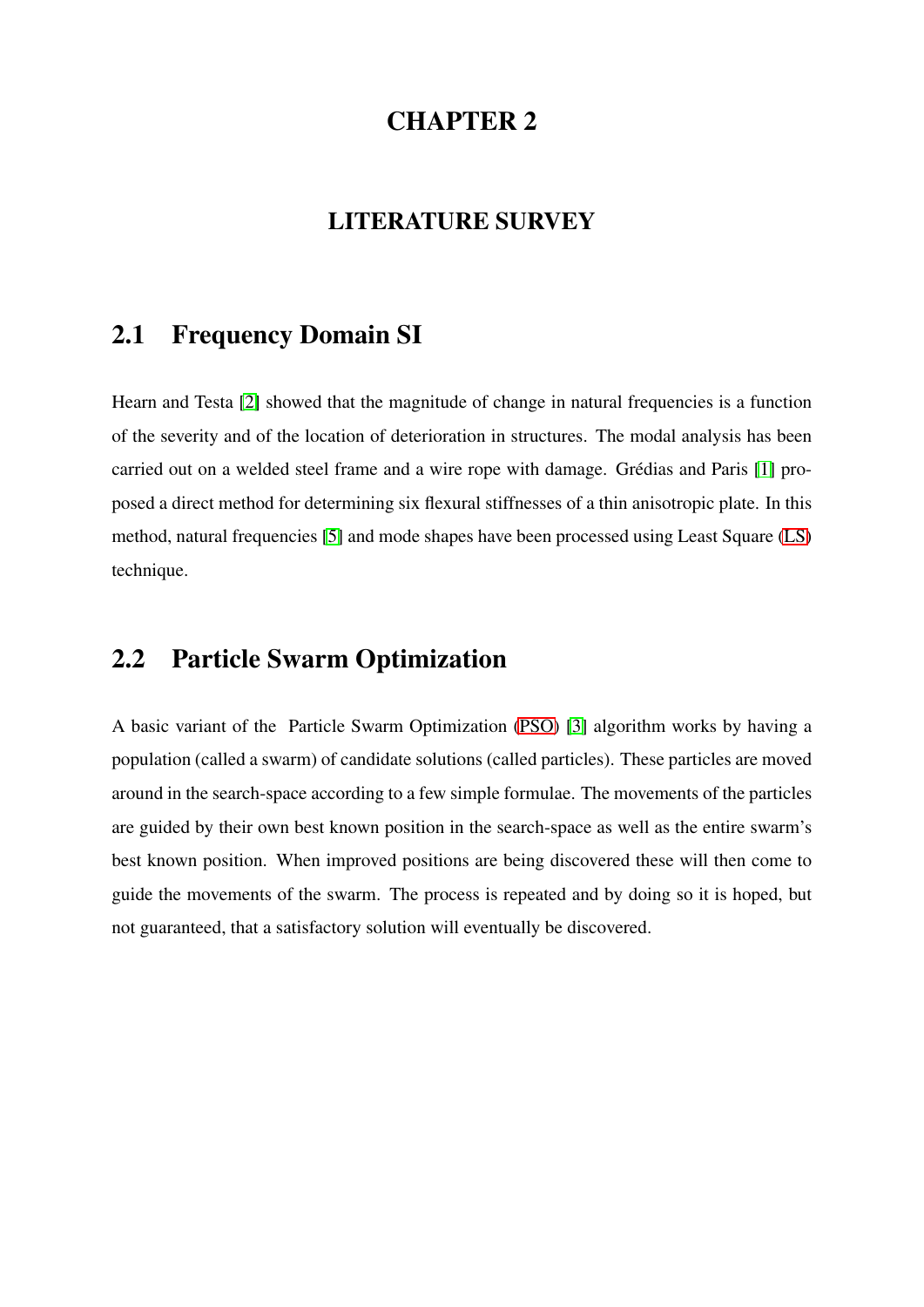# CHAPTER 2

## LITERATURE SURVEY

## 2.1 Frequency Domain SI

Hearn and Testa [2] showed that the magnitude of change in natural frequencies is a function of the severity and of the location of deterioration in structures. The modal analysis has been carried out on a welded steel frame and a wire rope with damage. Grédias and Paris [1] proposed a direct method for determining six flexural stiffnesses of a thin anisotropic plate. In this method, natural frequencies [5] and mode shapes have been processed using Least Square (LS) technique.

## 2.2 Particle Swarm Optimization

A basic variant of the Particle Swarm Optimization (PSO) [3] algorithm works by having a population (called a swarm) of candidate solutions (called particles). These particles are moved around in the search-space according to a few simple formulae. The movements of the particles are guided by their own best known position in the search-space as well as the entire swarm's best known position. When improved positions are being discovered these will then come to guide the movements of the swarm. The process is repeated and by doing so it is hoped, but not guaranteed, that a satisfactory solution will eventually be discovered.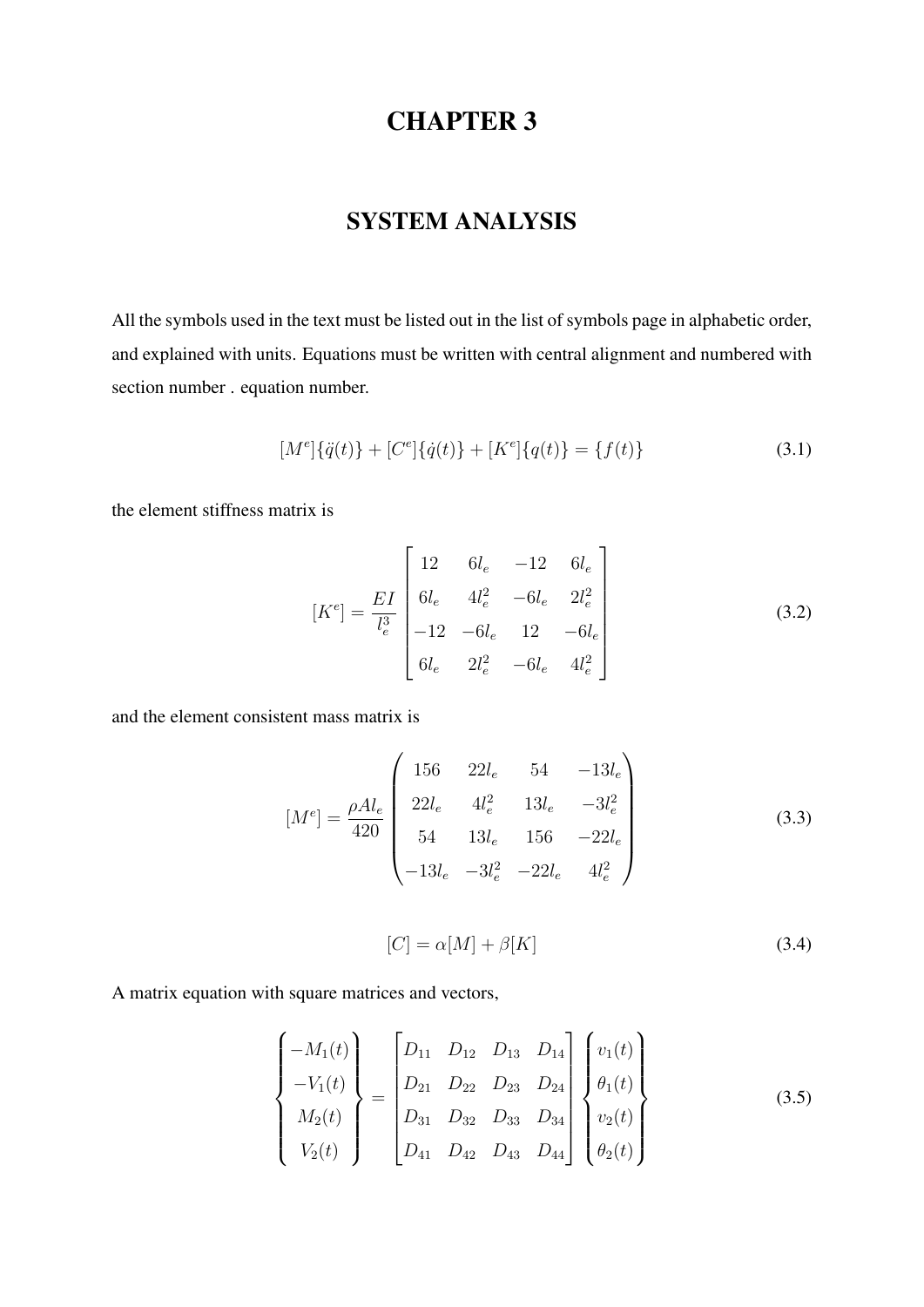# CHAPTER 3

## SYSTEM ANALYSIS

All the symbols used in the text must be listed out in the list of symbols page in alphabetic order, and explained with units. Equations must be written with central alignment and numbered with section number . equation number.

$$[M^e]\{\ddot{q}(t)\} + [C^e]\{\dot{q}(t)\} + [K^e]\{q(t)\} = \{f(t)\} \tag{3.1}$$

the element stiffness matrix is

$$[K^e] = \frac{EI}{l_e^3}\begin{bmatrix} 12 & 6l_e & -12 & 6l_e \\ 6l_e & 4l_e^2 & -6l_e & 2l_e^2 \\ -12 & -6l_e & 12 & -6l_e \\ 6l_e & 2l_e^2 & -6l_e & 4l_e^2 \end{bmatrix} \tag{3.2}$$

and the element consistent mass matrix is

$$[M^e] = \frac{\rho A l_e}{420}\begin{pmatrix} 156 & 22l_e & 54 & -13l_e \\ 22l_e & 4l_e^2 & 13l_e & -3l_e^2 \\ 54 & 13l_e & 156 & -22l_e \\ -13l_e & -3l_e^2 & -22l_e & 4l_e^2 \end{pmatrix} \tag{3.3}$$

$$[C] = \alpha[M] + \beta[K] \tag{3.4}$$

A matrix equation with square matrices and vectors,

$$\begin{Bmatrix} -M_1(t) \\ -V_1(t) \\ M_2(t) \\ V_2(t) \end{Bmatrix} = \begin{bmatrix} D_{11} & D_{12} & D_{13} & D_{14} \\ D_{21} & D_{22} & D_{23} & D_{24} \\ D_{31} & D_{32} & D_{33} & D_{34} \\ D_{41} & D_{42} & D_{43} & D_{44} \end{bmatrix}\begin{Bmatrix} v_1(t) \\ \theta_1(t) \\ v_2(t) \\ \theta_2(t) \end{Bmatrix} \tag{3.5}$$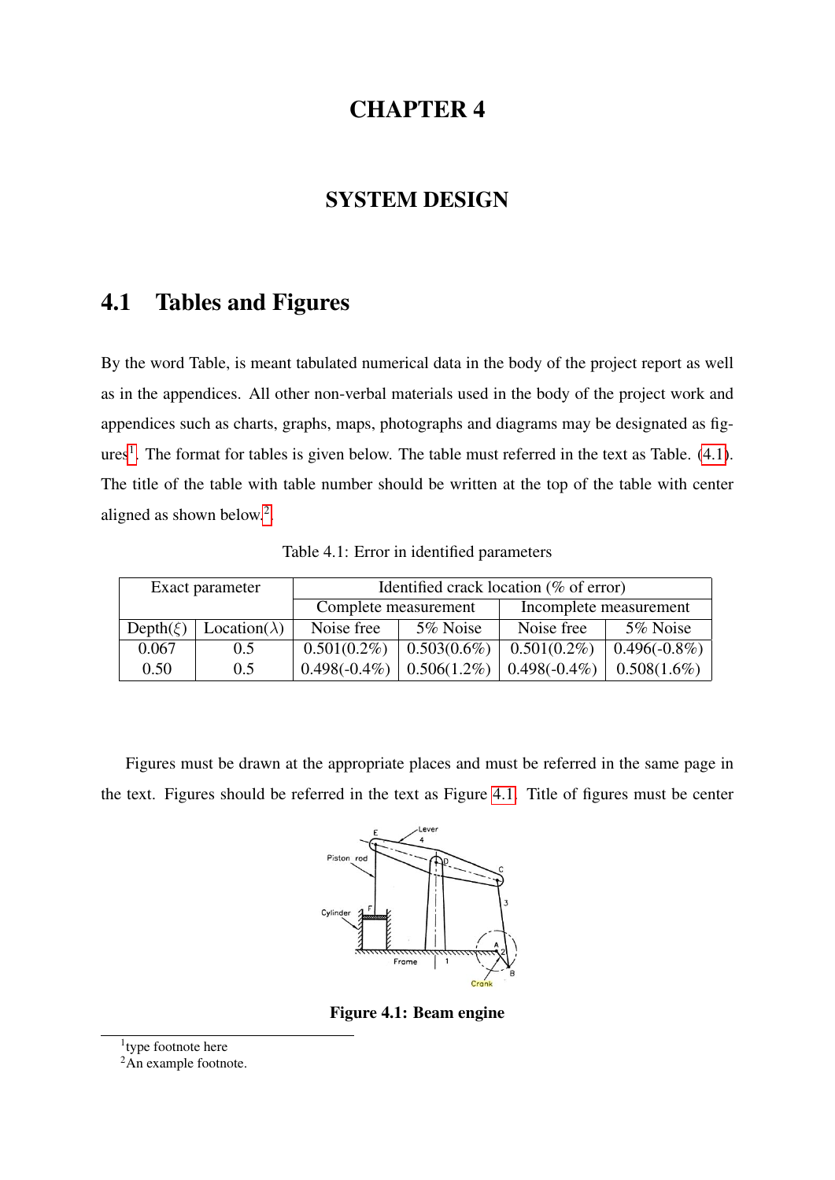# CHAPTER 4

# SYSTEM DESIGN

## 4.1 Tables and Figures

By the word Table, is meant tabulated numerical data in the body of the project report as well as in the appendices. All other non-verbal materials used in the body of the project work and appendices such as charts, graphs, maps, photographs and diagrams may be designated as figures[1]. The format for tables is given below. The table must referred in the text as Table. (4.1). The title of the table with table number should be written at the top of the table with center aligned as shown below.[2]

Table 4.1: Error in identified parameters

| Exact parameter | | Identified crack location (% of error) | | | |
|---|---|---|---|---|---|
| | | Complete measurement | | Incomplete measurement | |
| Depth($\xi$) | Location($\lambda$) | Noise free | 5% Noise | Noise free | 5% Noise |
| 0.067 | 0.5 | 0.501(0.2%) | 0.503(0.6%) | 0.501(0.2%) | 0.496(-0.8%) |
| 0.50 | 0.5 | 0.498(-0.4%) | 0.506(1.2%) | 0.498(-0.4%) | 0.508(1.6%) |

Figures must be drawn at the appropriate places and must be referred in the same page in the text. Figures should be referred in the text as Figure 4.1. Title of figures must be center

**Figure 4.1: Beam engine**

[1] type footnote here

[2] An example footnote.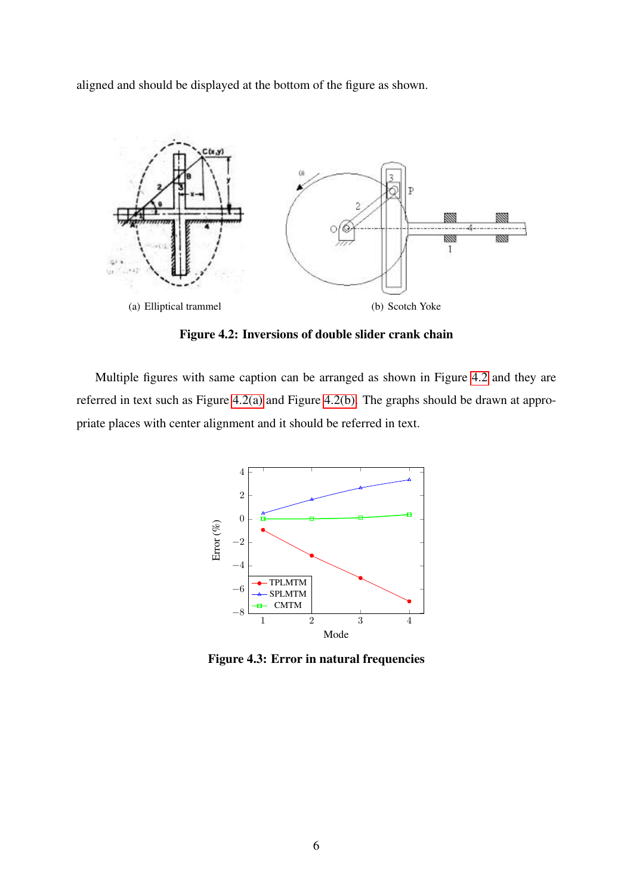aligned and should be displayed at the bottom of the figure as shown.

(a) Elliptical trammel

(b) Scotch Yoke

**Figure 4.2: Inversions of double slider crank chain**

Multiple figures with same caption can be arranged as shown in Figure 4.2 and they are referred in text such as Figure 4.2(a) and Figure 4.2(b). The graphs should be drawn at appropriate places with center alignment and it should be referred in text.

**Figure 4.3: Error in natural frequencies**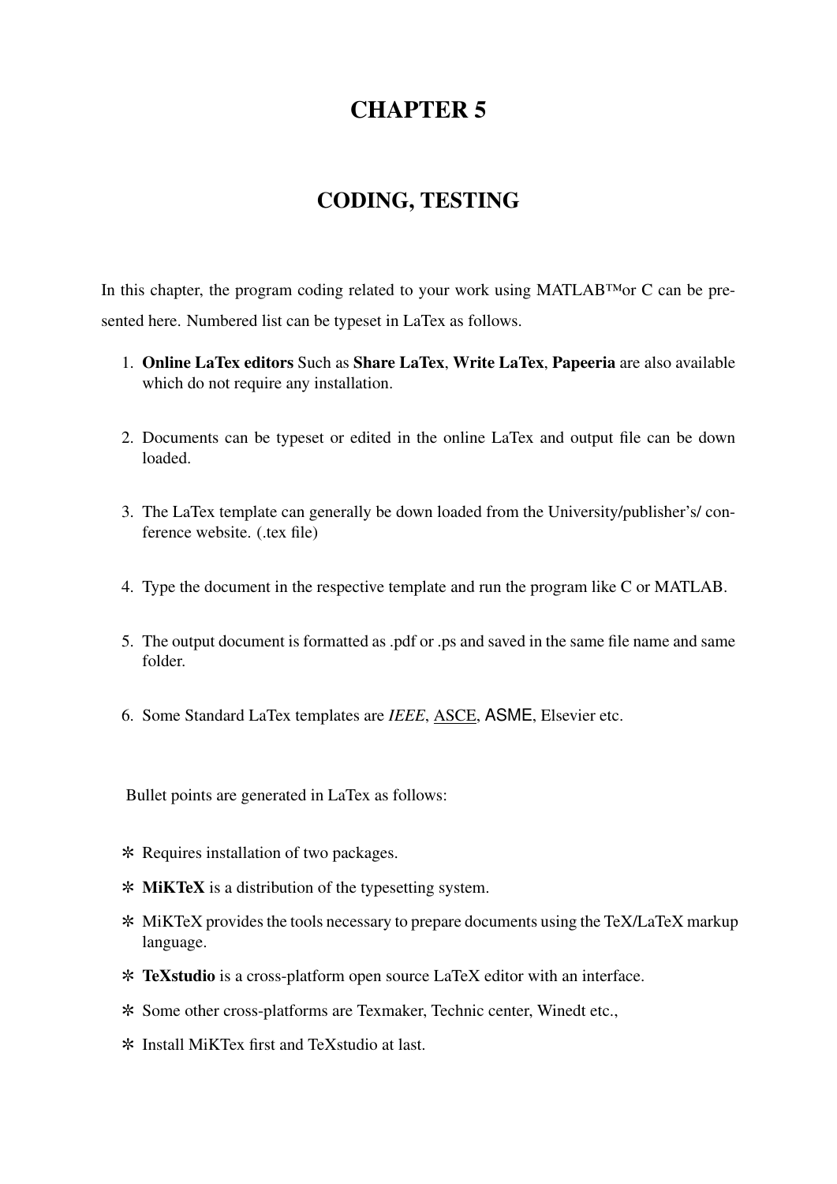# CHAPTER 5

# CODING, TESTING

In this chapter, the program coding related to your work using MATLAB™or C can be presented here. Numbered list can be typeset in LaTex as follows.

1. **Online LaTex editors** Such as **Share LaTex**, **Write LaTex**, **Papeeria** are also available which do not require any installation.

2. Documents can be typeset or edited in the online LaTex and output file can be down loaded.

3. The LaTex template can generally be down loaded from the University/publisher's/ conference website. (.tex file)

4. Type the document in the respective template and run the program like C or MATLAB.

5. The output document is formatted as .pdf or .ps and saved in the same file name and same folder.

6. Some Standard LaTex templates are *IEEE*, <u>ASCE</u>, ASME, Elsevier etc.

Bullet points are generated in LaTex as follows:

- ✻ Requires installation of two packages.
- ✻ **MiKTeX** is a distribution of the typesetting system.
- ✻ MiKTeX provides the tools necessary to prepare documents using the TeX/LaTeX markup language.
- ✻ **TeXstudio** is a cross-platform open source LaTeX editor with an interface.
- ✻ Some other cross-platforms are Texmaker, Technic center, Winedt etc.,
- ✻ Install MiKTex first and TeXstudio at last.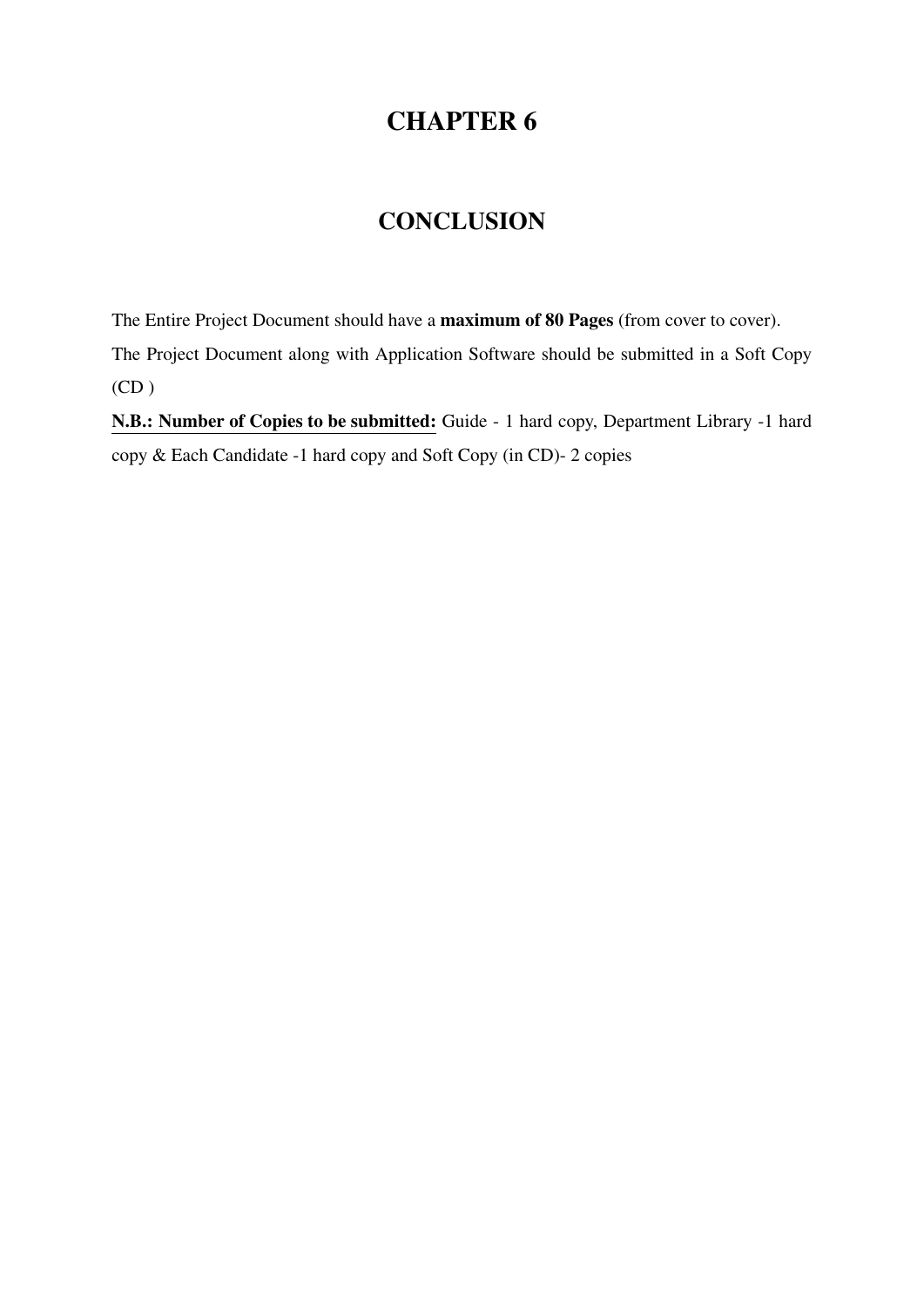# CHAPTER 6

# CONCLUSION

The Entire Project Document should have a **maximum of 80 Pages** (from cover to cover).
The Project Document along with Application Software should be submitted in a Soft Copy (CD )

**N.B.: Number of Copies to be submitted:** Guide - 1 hard copy, Department Library -1 hard copy & Each Candidate -1 hard copy and Soft Copy (in CD)- 2 copies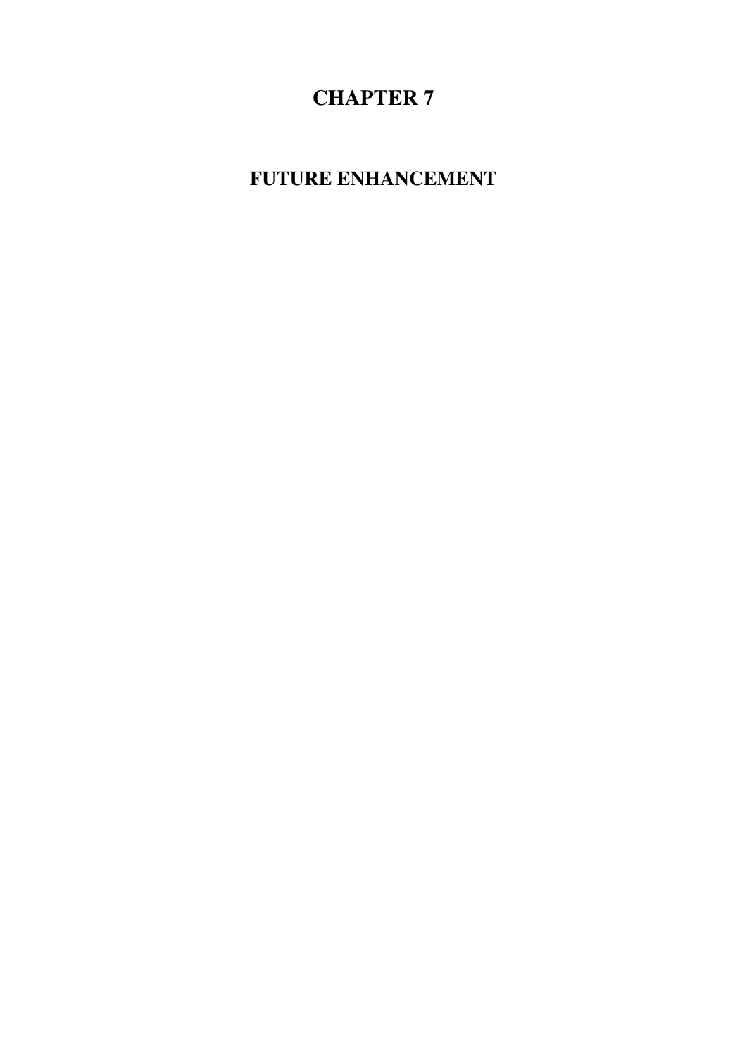# CHAPTER 7

## FUTURE ENHANCEMENT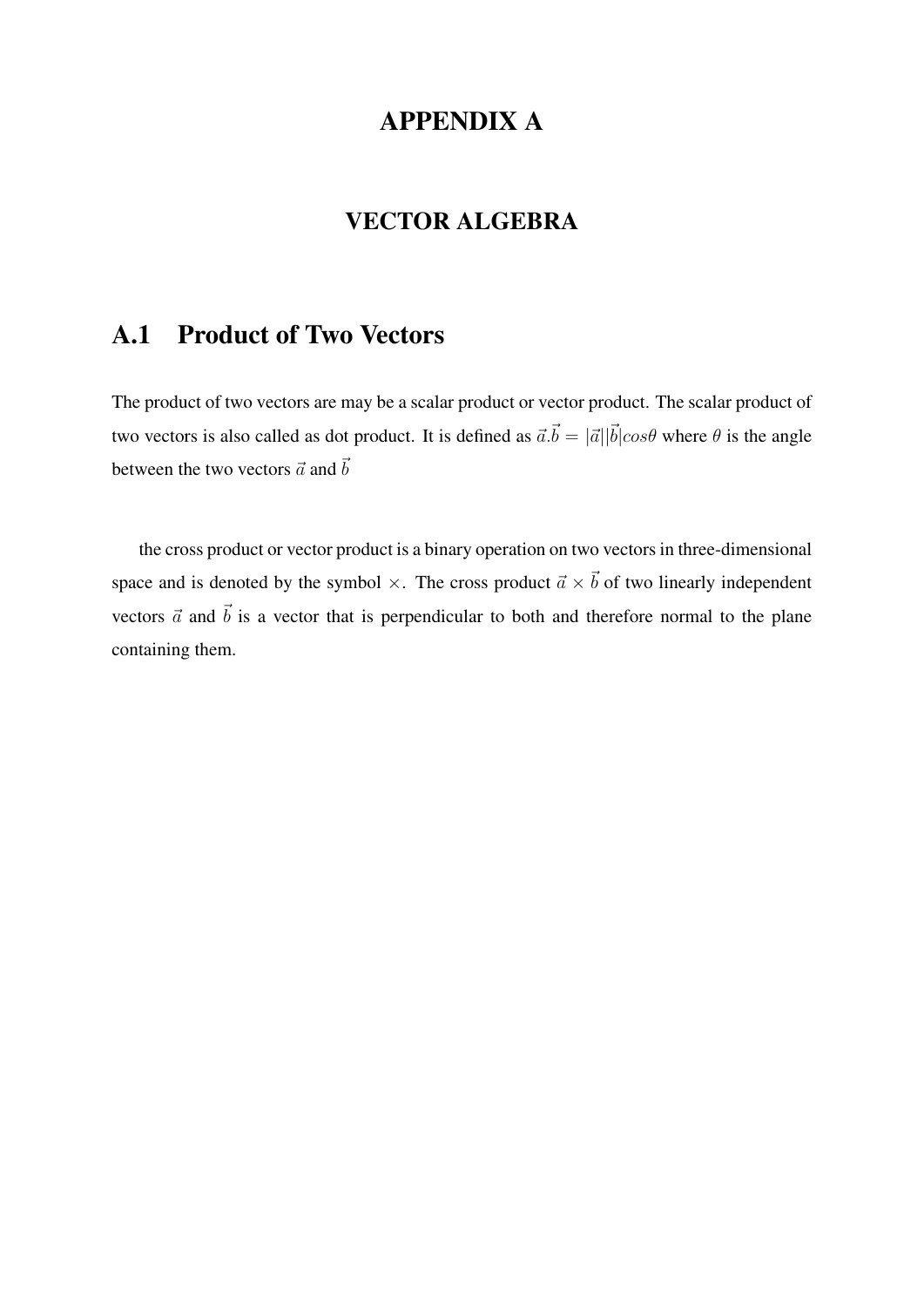# APPENDIX A

# VECTOR ALGEBRA

## A.1 Product of Two Vectors

The product of two vectors are may be a scalar product or vector product. The scalar product of two vectors is also called as dot product. It is defined as $\vec{a}.\vec{b} = |\vec{a}||\vec{b}|cos\theta$ where $\theta$ is the angle between the two vectors $\vec{a}$ and $\vec{b}$

the cross product or vector product is a binary operation on two vectors in three-dimensional space and is denoted by the symbol $\times$. The cross product $\vec{a} \times \vec{b}$ of two linearly independent vectors $\vec{a}$ and $\vec{b}$ is a vector that is perpendicular to both and therefore normal to the plane containing them.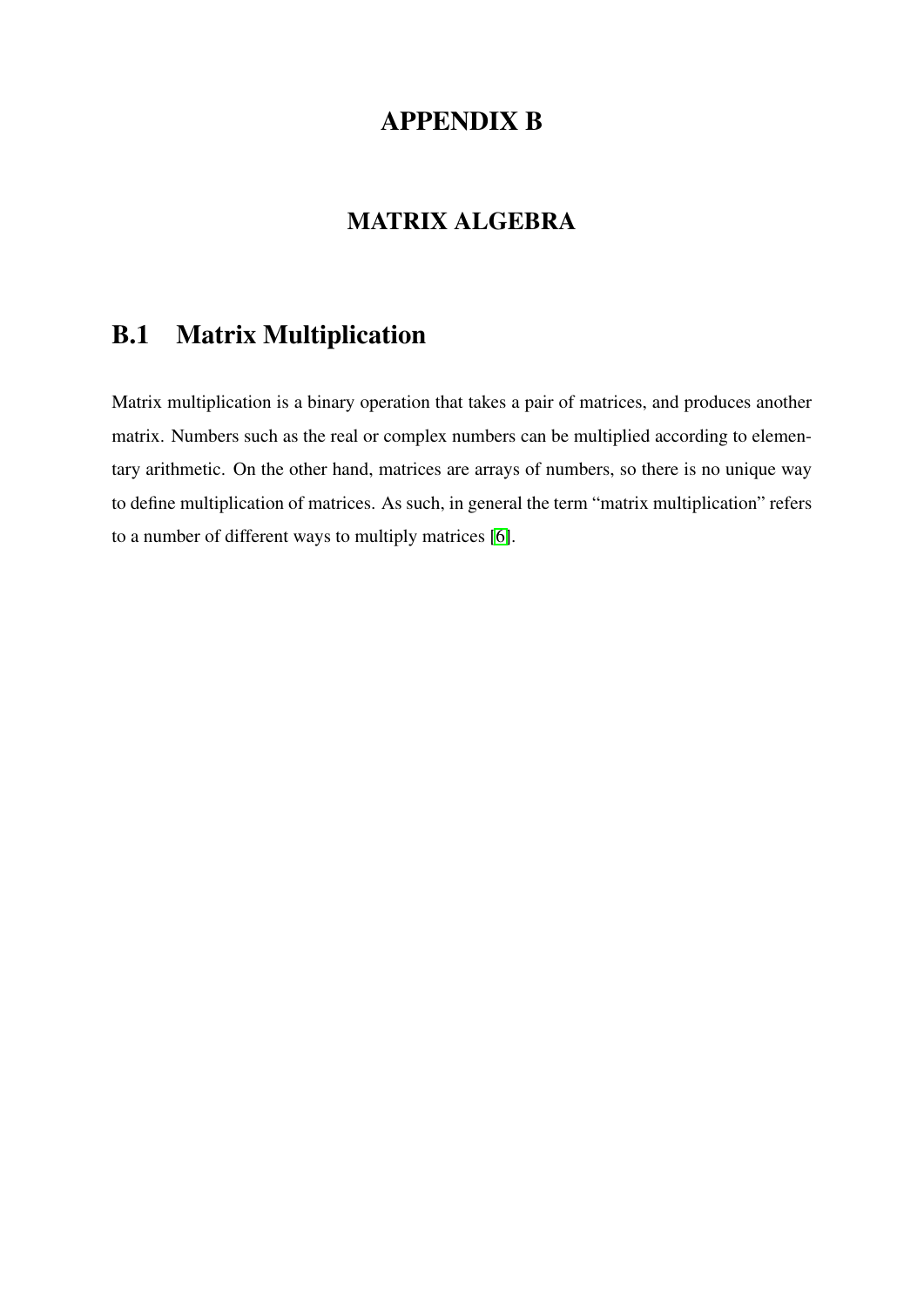# APPENDIX B

## MATRIX ALGEBRA

## B.1 Matrix Multiplication

Matrix multiplication is a binary operation that takes a pair of matrices, and produces another matrix. Numbers such as the real or complex numbers can be multiplied according to elementary arithmetic. On the other hand, matrices are arrays of numbers, so there is no unique way to define multiplication of matrices. As such, in general the term "matrix multiplication" refers to a number of different ways to multiply matrices [6].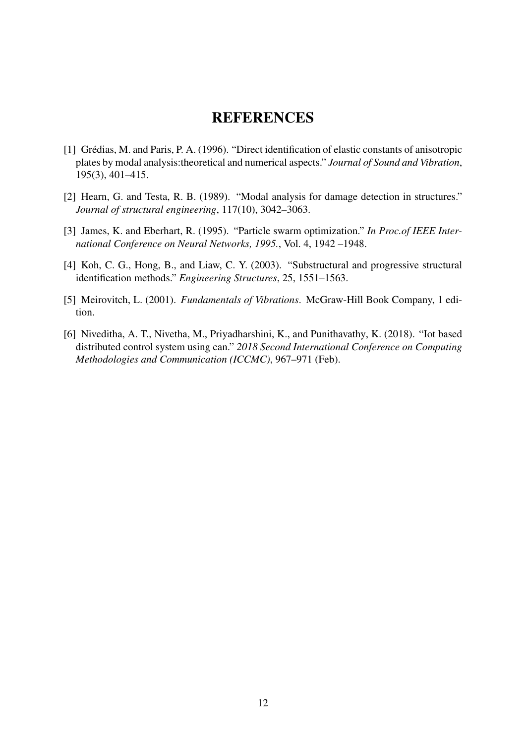# REFERENCES

[1] Grédias, M. and Paris, P. A. (1996). "Direct identification of elastic constants of anisotropic plates by modal analysis:theoretical and numerical aspects." *Journal of Sound and Vibration*, 195(3), 401–415.

[2] Hearn, G. and Testa, R. B. (1989). "Modal analysis for damage detection in structures." *Journal of structural engineering*, 117(10), 3042–3063.

[3] James, K. and Eberhart, R. (1995). "Particle swarm optimization." *In Proc.of IEEE International Conference on Neural Networks, 1995.*, Vol. 4, 1942 –1948.

[4] Koh, C. G., Hong, B., and Liaw, C. Y. (2003). "Substructural and progressive structural identification methods." *Engineering Structures*, 25, 1551–1563.

[5] Meirovitch, L. (2001). *Fundamentals of Vibrations*. McGraw-Hill Book Company, 1 edition.

[6] Niveditha, A. T., Nivetha, M., Priyadharshini, K., and Punithavathy, K. (2018). "Iot based distributed control system using can." *2018 Second International Conference on Computing Methodologies and Communication (ICCMC)*, 967–971 (Feb).